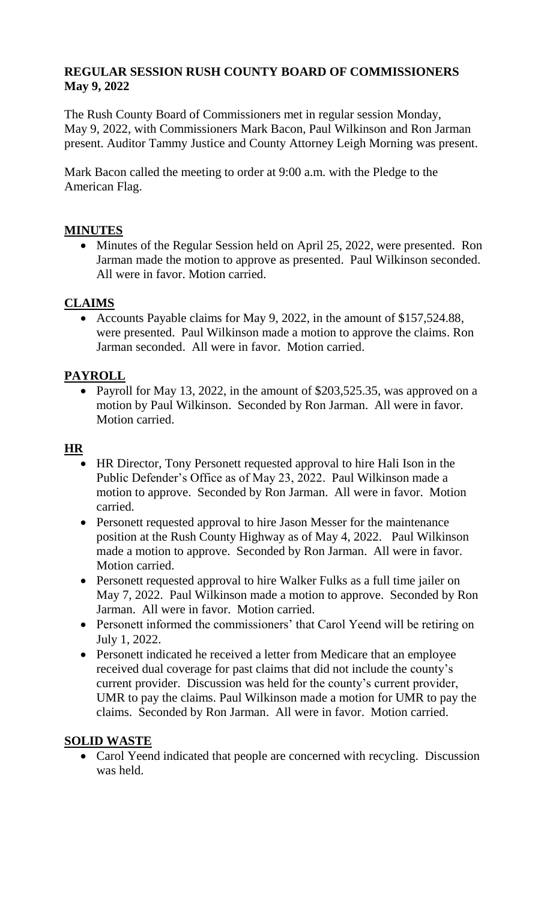# REGULAR SESSION RUSH COUNTY BOARD OF COMMISSIONERS
# May 9, 2022

The Rush County Board of Commissioners met in regular session Monday, May 9, 2022, with Commissioners Mark Bacon, Paul Wilkinson and Ron Jarman present. Auditor Tammy Justice and County Attorney Leigh Morning was present.

Mark Bacon called the meeting to order at 9:00 a.m. with the Pledge to the American Flag.

## MINUTES

- Minutes of the Regular Session held on April 25, 2022, were presented. Ron Jarman made the motion to approve as presented. Paul Wilkinson seconded. All were in favor. Motion carried.

## CLAIMS

- Accounts Payable claims for May 9, 2022, in the amount of $157,524.88, were presented. Paul Wilkinson made a motion to approve the claims. Ron Jarman seconded. All were in favor. Motion carried.

## PAYROLL

- Payroll for May 13, 2022, in the amount of $203,525.35, was approved on a motion by Paul Wilkinson. Seconded by Ron Jarman. All were in favor. Motion carried.

## HR

- HR Director, Tony Personett requested approval to hire Hali Ison in the Public Defender's Office as of May 23, 2022. Paul Wilkinson made a motion to approve. Seconded by Ron Jarman. All were in favor. Motion carried.
- Personett requested approval to hire Jason Messer for the maintenance position at the Rush County Highway as of May 4, 2022. Paul Wilkinson made a motion to approve. Seconded by Ron Jarman. All were in favor. Motion carried.
- Personett requested approval to hire Walker Fulks as a full time jailer on May 7, 2022. Paul Wilkinson made a motion to approve. Seconded by Ron Jarman. All were in favor. Motion carried.
- Personett informed the commissioners' that Carol Yeend will be retiring on July 1, 2022.
- Personett indicated he received a letter from Medicare that an employee received dual coverage for past claims that did not include the county's current provider. Discussion was held for the county's current provider, UMR to pay the claims. Paul Wilkinson made a motion for UMR to pay the claims. Seconded by Ron Jarman. All were in favor. Motion carried.

## SOLID WASTE

- Carol Yeend indicated that people are concerned with recycling. Discussion was held.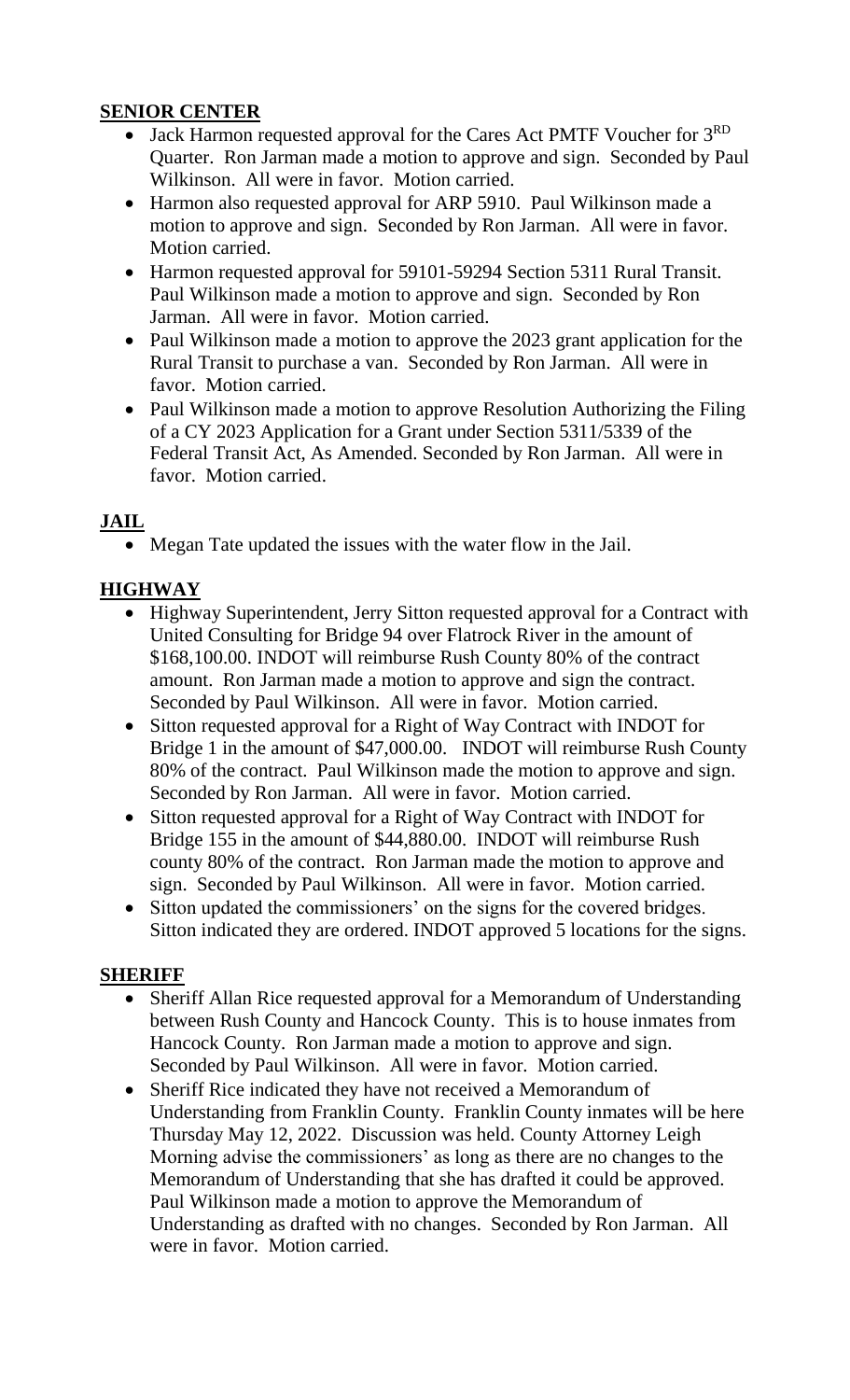## SENIOR CENTER

- Jack Harmon requested approval for the Cares Act PMTF Voucher for 3RD Quarter. Ron Jarman made a motion to approve and sign. Seconded by Paul Wilkinson. All were in favor. Motion carried.
- Harmon also requested approval for ARP 5910. Paul Wilkinson made a motion to approve and sign. Seconded by Ron Jarman. All were in favor. Motion carried.
- Harmon requested approval for 59101-59294 Section 5311 Rural Transit. Paul Wilkinson made a motion to approve and sign. Seconded by Ron Jarman. All were in favor. Motion carried.
- Paul Wilkinson made a motion to approve the 2023 grant application for the Rural Transit to purchase a van. Seconded by Ron Jarman. All were in favor. Motion carried.
- Paul Wilkinson made a motion to approve Resolution Authorizing the Filing of a CY 2023 Application for a Grant under Section 5311/5339 of the Federal Transit Act, As Amended. Seconded by Ron Jarman. All were in favor. Motion carried.

## JAIL

- Megan Tate updated the issues with the water flow in the Jail.

## HIGHWAY

- Highway Superintendent, Jerry Sitton requested approval for a Contract with United Consulting for Bridge 94 over Flatrock River in the amount of $168,100.00. INDOT will reimburse Rush County 80% of the contract amount. Ron Jarman made a motion to approve and sign the contract. Seconded by Paul Wilkinson. All were in favor. Motion carried.
- Sitton requested approval for a Right of Way Contract with INDOT for Bridge 1 in the amount of $47,000.00. INDOT will reimburse Rush County 80% of the contract. Paul Wilkinson made the motion to approve and sign. Seconded by Ron Jarman. All were in favor. Motion carried.
- Sitton requested approval for a Right of Way Contract with INDOT for Bridge 155 in the amount of $44,880.00. INDOT will reimburse Rush county 80% of the contract. Ron Jarman made the motion to approve and sign. Seconded by Paul Wilkinson. All were in favor. Motion carried.
- Sitton updated the commissioners' on the signs for the covered bridges. Sitton indicated they are ordered. INDOT approved 5 locations for the signs.

## SHERIFF

- Sheriff Allan Rice requested approval for a Memorandum of Understanding between Rush County and Hancock County. This is to house inmates from Hancock County. Ron Jarman made a motion to approve and sign. Seconded by Paul Wilkinson. All were in favor. Motion carried.
- Sheriff Rice indicated they have not received a Memorandum of Understanding from Franklin County. Franklin County inmates will be here Thursday May 12, 2022. Discussion was held. County Attorney Leigh Morning advise the commissioners' as long as there are no changes to the Memorandum of Understanding that she has drafted it could be approved. Paul Wilkinson made a motion to approve the Memorandum of Understanding as drafted with no changes. Seconded by Ron Jarman. All were in favor. Motion carried.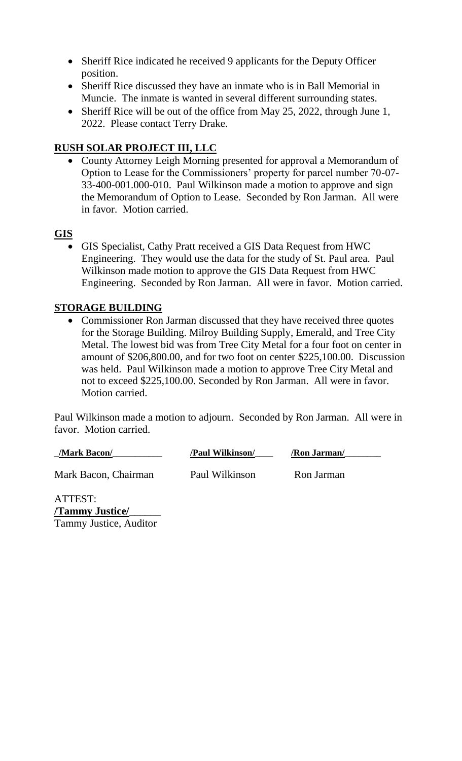- Sheriff Rice indicated he received 9 applicants for the Deputy Officer position.
- Sheriff Rice discussed they have an inmate who is in Ball Memorial in Muncie. The inmate is wanted in several different surrounding states.
- Sheriff Rice will be out of the office from May 25, 2022, through June 1, 2022. Please contact Terry Drake.

**RUSH SOLAR PROJECT III, LLC**

- County Attorney Leigh Morning presented for approval a Memorandum of Option to Lease for the Commissioners' property for parcel number 70-07-33-400-001.000-010. Paul Wilkinson made a motion to approve and sign the Memorandum of Option to Lease. Seconded by Ron Jarman. All were in favor. Motion carried.

**GIS**

- GIS Specialist, Cathy Pratt received a GIS Data Request from HWC Engineering. They would use the data for the study of St. Paul area. Paul Wilkinson made motion to approve the GIS Data Request from HWC Engineering. Seconded by Ron Jarman. All were in favor. Motion carried.

**STORAGE BUILDING**

- Commissioner Ron Jarman discussed that they have received three quotes for the Storage Building. Milroy Building Supply, Emerald, and Tree City Metal. The lowest bid was from Tree City Metal for a four foot on center in amount of $206,800.00, and for two foot on center $225,100.00. Discussion was held. Paul Wilkinson made a motion to approve Tree City Metal and not to exceed $225,100.00. Seconded by Ron Jarman. All were in favor. Motion carried.

Paul Wilkinson made a motion to adjourn. Seconded by Ron Jarman. All were in favor. Motion carried.

| | | |
|---|---|---|
| **/Mark Bacon/** | **/Paul Wilkinson/** | **/Ron Jarman/** |
| Mark Bacon, Chairman | Paul Wilkinson | Ron Jarman |

ATTEST:
**/Tammy Justice/**
Tammy Justice, Auditor